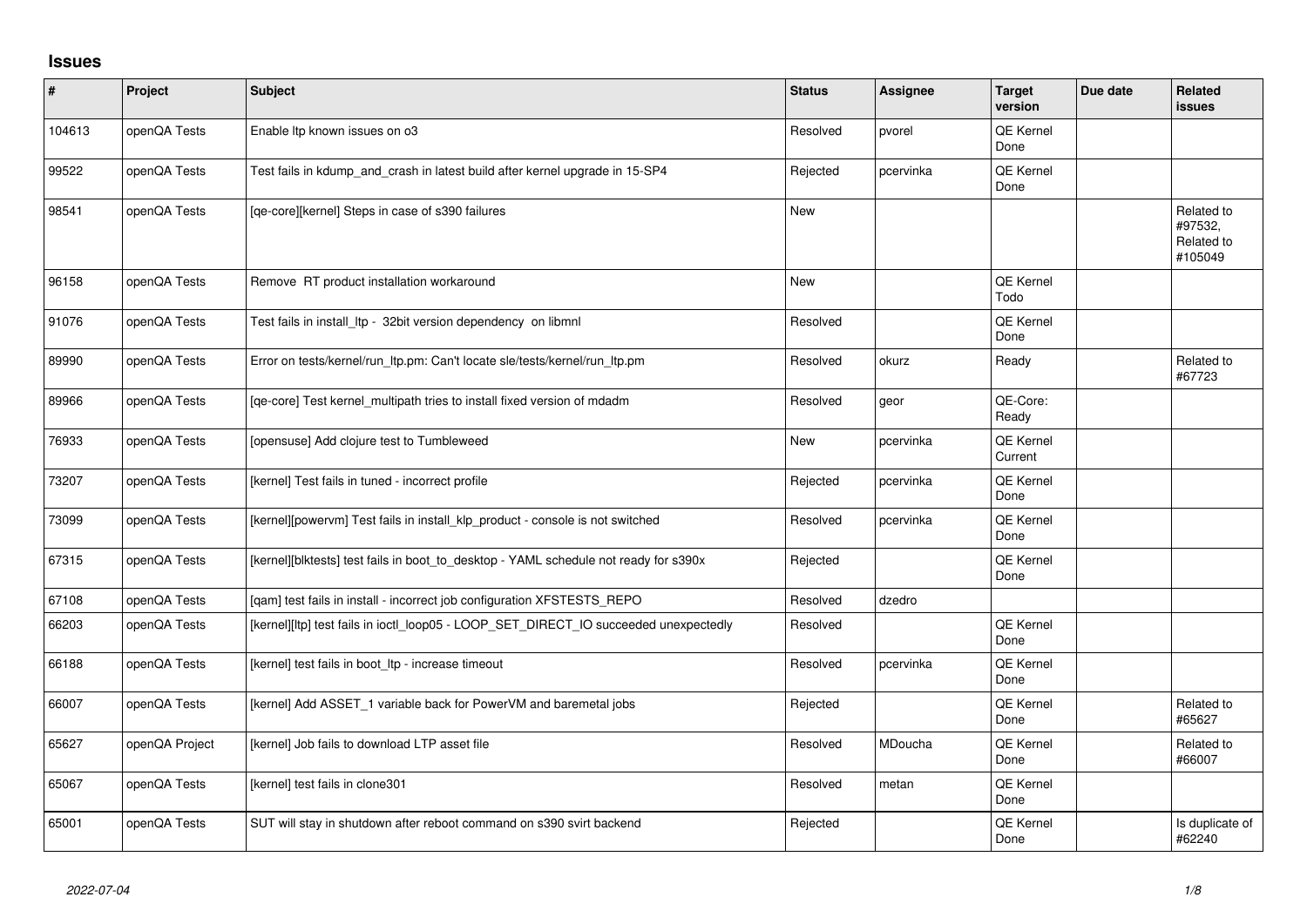## Issues

| # | Project | Subject | Status | Assignee | Target version | Due date | Related issues |
|---|---|---|---|---|---|---|---|
| 104613 | openQA Tests | Enable ltp known issues on o3 | Resolved | pvorel | QE Kernel Done | | |
| 99522 | openQA Tests | Test fails in kdump_and_crash in latest build after kernel upgrade in 15-SP4 | Rejected | pcervinka | QE Kernel Done | | |
| 98541 | openQA Tests | [qe-core][kernel] Steps in case of s390 failures | New | | | | Related to #97532, Related to #105049 |
| 96158 | openQA Tests | Remove RT product installation workaround | New | | QE Kernel Todo | | |
| 91076 | openQA Tests | Test fails in install_ltp - 32bit version dependency on libmnl | Resolved | | QE Kernel Done | | |
| 89990 | openQA Tests | Error on tests/kernel/run_ltp.pm: Can't locate sle/tests/kernel/run_ltp.pm | Resolved | okurz | Ready | | Related to #67723 |
| 89966 | openQA Tests | [qe-core] Test kernel_multipath tries to install fixed version of mdadm | Resolved | geor | QE-Core: Ready | | |
| 76933 | openQA Tests | [opensuse] Add clojure test to Tumbleweed | New | pcervinka | QE Kernel Current | | |
| 73207 | openQA Tests | [kernel] Test fails in tuned - incorrect profile | Rejected | pcervinka | QE Kernel Done | | |
| 73099 | openQA Tests | [kernel][powervm] Test fails in install_klp_product - console is not switched | Resolved | pcervinka | QE Kernel Done | | |
| 67315 | openQA Tests | [kernel][blktests] test fails in boot_to_desktop - YAML schedule not ready for s390x | Rejected | | QE Kernel Done | | |
| 67108 | openQA Tests | [qam] test fails in install - incorrect job configuration XFSTESTS_REPO | Resolved | dzedro | | | |
| 66203 | openQA Tests | [kernel][ltp] test fails in ioctl_loop05 - LOOP_SET_DIRECT_IO succeeded unexpectedly | Resolved | | QE Kernel Done | | |
| 66188 | openQA Tests | [kernel] test fails in boot_ltp - increase timeout | Resolved | pcervinka | QE Kernel Done | | |
| 66007 | openQA Tests | [kernel] Add ASSET_1 variable back for PowerVM and baremetal jobs | Rejected | | QE Kernel Done | | Related to #65627 |
| 65627 | openQA Project | [kernel] Job fails to download LTP asset file | Resolved | MDoucha | QE Kernel Done | | Related to #66007 |
| 65067 | openQA Tests | [kernel] test fails in clone301 | Resolved | metan | QE Kernel Done | | |
| 65001 | openQA Tests | SUT will stay in shutdown after reboot command on s390 svirt backend | Rejected | | QE Kernel Done | | Is duplicate of #62240 |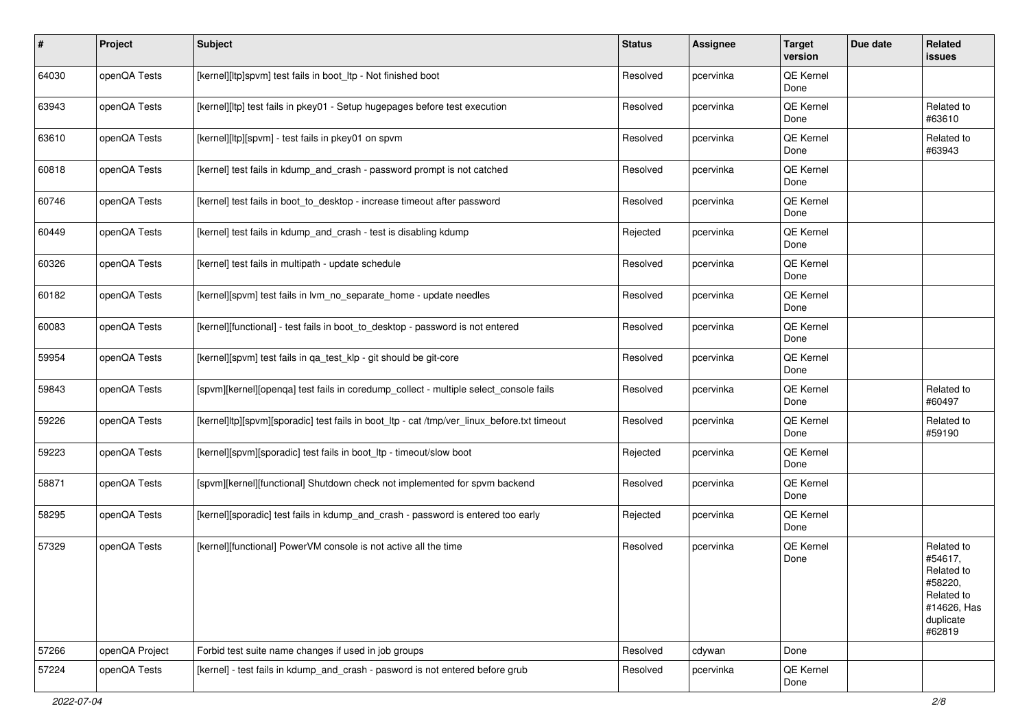| # | Project | Subject | Status | Assignee | Target version | Due date | Related issues |
|---|---|---|---|---|---|---|---|
| 64030 | openQA Tests | [kernel][ltp]spvm] test fails in boot_ltp - Not finished boot | Resolved | pcervinka | QE Kernel Done | | |
| 63943 | openQA Tests | [kernel][ltp] test fails in pkey01 - Setup hugepages before test execution | Resolved | pcervinka | QE Kernel Done | | Related to #63610 |
| 63610 | openQA Tests | [kernel][ltp][spvm] - test fails in pkey01 on spvm | Resolved | pcervinka | QE Kernel Done | | Related to #63943 |
| 60818 | openQA Tests | [kernel] test fails in kdump_and_crash - password prompt is not catched | Resolved | pcervinka | QE Kernel Done | | |
| 60746 | openQA Tests | [kernel] test fails in boot_to_desktop - increase timeout after password | Resolved | pcervinka | QE Kernel Done | | |
| 60449 | openQA Tests | [kernel] test fails in kdump_and_crash - test is disabling kdump | Rejected | pcervinka | QE Kernel Done | | |
| 60326 | openQA Tests | [kernel] test fails in multipath - update schedule | Resolved | pcervinka | QE Kernel Done | | |
| 60182 | openQA Tests | [kernel][spvm] test fails in lvm_no_separate_home - update needles | Resolved | pcervinka | QE Kernel Done | | |
| 60083 | openQA Tests | [kernel][functional] - test fails in boot_to_desktop - password is not entered | Resolved | pcervinka | QE Kernel Done | | |
| 59954 | openQA Tests | [kernel][spvm] test fails in qa_test_klp - git should be git-core | Resolved | pcervinka | QE Kernel Done | | |
| 59843 | openQA Tests | [spvm][kernel][openqa] test fails in coredump_collect - multiple select_console fails | Resolved | pcervinka | QE Kernel Done | | Related to #60497 |
| 59226 | openQA Tests | [kernel]ltp][spvm][sporadic] test fails in boot_ltp - cat /tmp/ver_linux_before.txt timeout | Resolved | pcervinka | QE Kernel Done | | Related to #59190 |
| 59223 | openQA Tests | [kernel][spvm][sporadic] test fails in boot_ltp - timeout/slow boot | Rejected | pcervinka | QE Kernel Done | | |
| 58871 | openQA Tests | [spvm][kernel][functional] Shutdown check not implemented for spvm backend | Resolved | pcervinka | QE Kernel Done | | |
| 58295 | openQA Tests | [kernel][sporadic] test fails in kdump_and_crash - password is entered too early | Rejected | pcervinka | QE Kernel Done | | |
| 57329 | openQA Tests | [kernel][functional] PowerVM console is not active all the time | Resolved | pcervinka | QE Kernel Done | | Related to #54617, Related to #58220, Related to #14626, Has duplicate #62819 |
| 57266 | openQA Project | Forbid test suite name changes if used in job groups | Resolved | cdywan | Done | | |
| 57224 | openQA Tests | [kernel] - test fails in kdump_and_crash - pasword is not entered before grub | Resolved | pcervinka | QE Kernel Done | | |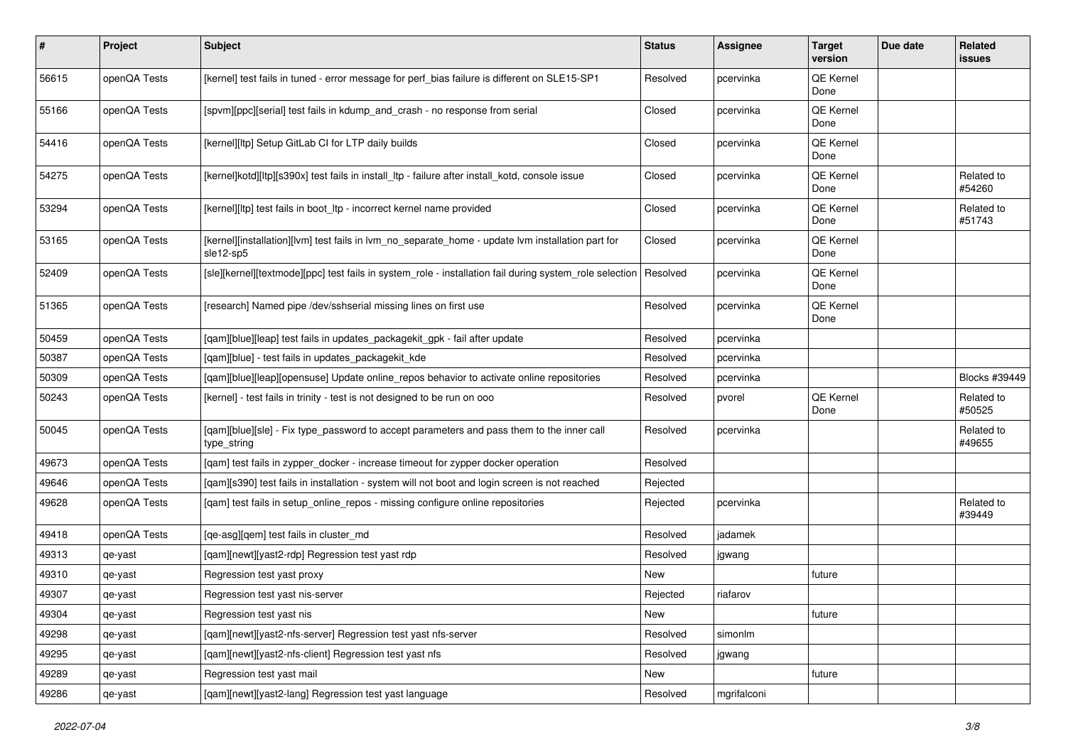| # | Project | Subject | Status | Assignee | Target version | Due date | Related issues |
|---|---|---|---|---|---|---|---|
| 56615 | openQA Tests | [kernel] test fails in tuned - error message for perf_bias failure is different on SLE15-SP1 | Resolved | pcervinka | QE Kernel Done | | |
| 55166 | openQA Tests | [spvm][ppc][serial] test fails in kdump_and_crash - no response from serial | Closed | pcervinka | QE Kernel Done | | |
| 54416 | openQA Tests | [kernel][ltp] Setup GitLab CI for LTP daily builds | Closed | pcervinka | QE Kernel Done | | |
| 54275 | openQA Tests | [kernel]kotd][ltp][s390x] test fails in install_ltp - failure after install_kotd, console issue | Closed | pcervinka | QE Kernel Done | | Related to #54260 |
| 53294 | openQA Tests | [kernel][ltp] test fails in boot_ltp - incorrect kernel name provided | Closed | pcervinka | QE Kernel Done | | Related to #51743 |
| 53165 | openQA Tests | [kernel][installation][lvm] test fails in lvm_no_separate_home - update lvm installation part for sle12-sp5 | Closed | pcervinka | QE Kernel Done | | |
| 52409 | openQA Tests | [sle][kernel][textmode][ppc] test fails in system_role - installation fail during system_role selection | Resolved | pcervinka | QE Kernel Done | | |
| 51365 | openQA Tests | [research] Named pipe /dev/sshserial missing lines on first use | Resolved | pcervinka | QE Kernel Done | | |
| 50459 | openQA Tests | [qam][blue][leap] test fails in updates_packagekit_gpk - fail after update | Resolved | pcervinka | | | |
| 50387 | openQA Tests | [qam][blue] - test fails in updates_packagekit_kde | Resolved | pcervinka | | | |
| 50309 | openQA Tests | [qam][blue][leap][opensuse] Update online_repos behavior to activate online repositories | Resolved | pcervinka | | | Blocks #39449 |
| 50243 | openQA Tests | [kernel] - test fails in trinity - test is not designed to be run on ooo | Resolved | pvorel | QE Kernel Done | | Related to #50525 |
| 50045 | openQA Tests | [qam][blue][sle] - Fix type_password to accept parameters and pass them to the inner call type_string | Resolved | pcervinka | | | Related to #49655 |
| 49673 | openQA Tests | [qam] test fails in zypper_docker - increase timeout for zypper docker operation | Resolved | | | | |
| 49646 | openQA Tests | [qam][s390] test fails in installation - system will not boot and login screen is not reached | Rejected | | | | |
| 49628 | openQA Tests | [qam] test fails in setup_online_repos - missing configure online repositories | Rejected | pcervinka | | | Related to #39449 |
| 49418 | openQA Tests | [qe-asg][qem] test fails in cluster_md | Resolved | jadamek | | | |
| 49313 | qe-yast | [qam][newt][yast2-rdp] Regression test yast rdp | Resolved | jgwang | | | |
| 49310 | qe-yast | Regression test yast proxy | New | | future | | |
| 49307 | qe-yast | Regression test yast nis-server | Rejected | riafarov | | | |
| 49304 | qe-yast | Regression test yast nis | New | | future | | |
| 49298 | qe-yast | [qam][newt][yast2-nfs-server] Regression test yast nfs-server | Resolved | simonlm | | | |
| 49295 | qe-yast | [qam][newt][yast2-nfs-client] Regression test yast nfs | Resolved | jgwang | | | |
| 49289 | qe-yast | Regression test yast mail | New | | future | | |
| 49286 | qe-yast | [qam][newt][yast2-lang] Regression test yast language | Resolved | mgrifalconi | | | |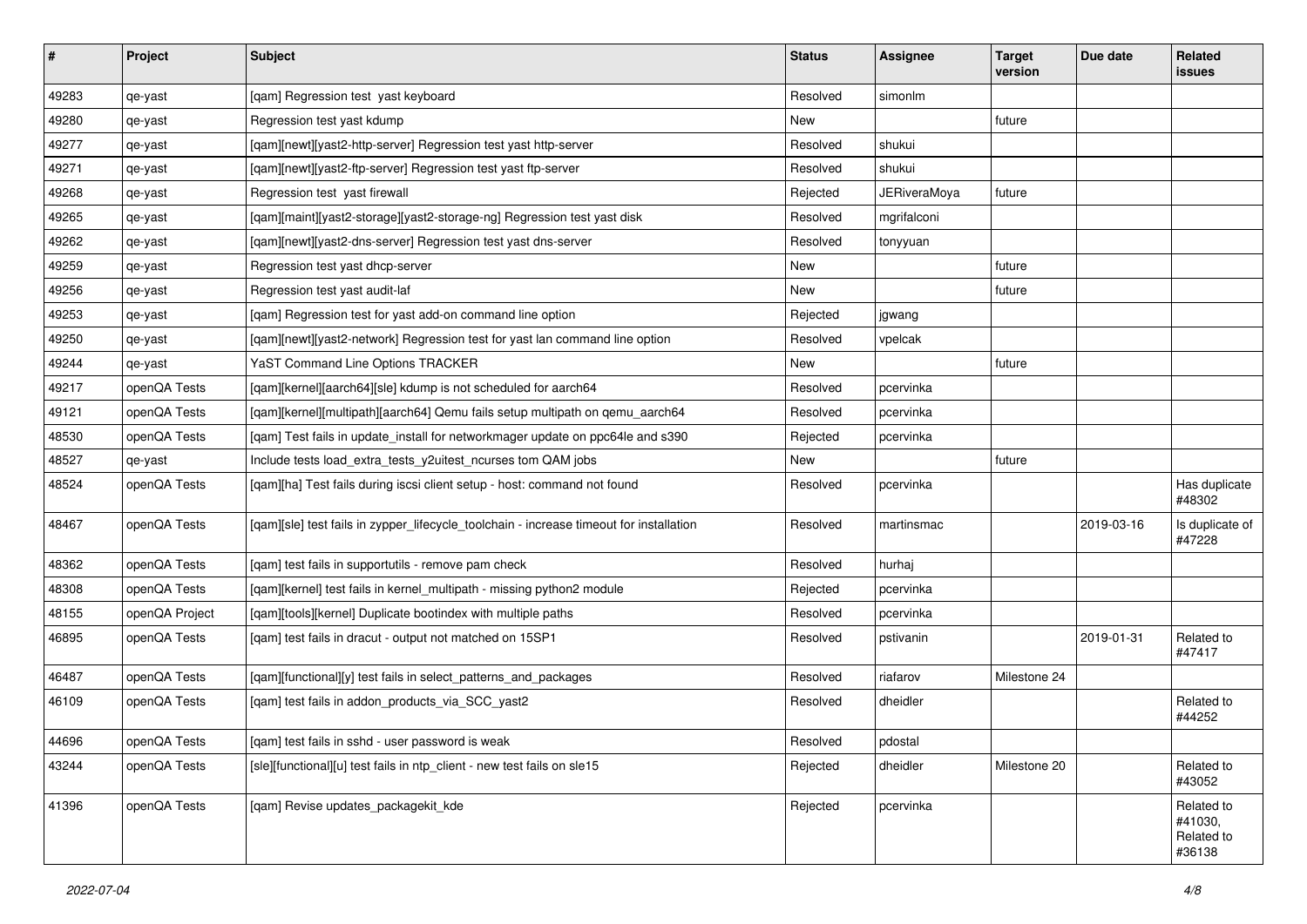| # | Project | Subject | Status | Assignee | Target version | Due date | Related issues |
| --- | --- | --- | --- | --- | --- | --- | --- |
| 49283 | qe-yast | [qam] Regression test  yast keyboard | Resolved | simonlm | | | |
| 49280 | qe-yast | Regression test yast kdump | New | | future | | |
| 49277 | qe-yast | [qam][newt][yast2-http-server] Regression test yast http-server | Resolved | shukui | | | |
| 49271 | qe-yast | [qam][newt][yast2-ftp-server] Regression test yast ftp-server | Resolved | shukui | | | |
| 49268 | qe-yast | Regression test  yast firewall | Rejected | JERiveraMoya | future | | |
| 49265 | qe-yast | [qam][maint][yast2-storage][yast2-storage-ng] Regression test yast disk | Resolved | mgrifalconi | | | |
| 49262 | qe-yast | [qam][newt][yast2-dns-server] Regression test yast dns-server | Resolved | tonyyuan | | | |
| 49259 | qe-yast | Regression test yast dhcp-server | New | | future | | |
| 49256 | qe-yast | Regression test yast audit-laf | New | | future | | |
| 49253 | qe-yast | [qam] Regression test for yast add-on command line option | Rejected | jgwang | | | |
| 49250 | qe-yast | [qam][newt][yast2-network] Regression test for yast lan command line option | Resolved | vpelcak | | | |
| 49244 | qe-yast | YaST Command Line Options TRACKER | New | | future | | |
| 49217 | openQA Tests | [qam][kernel][aarch64][sle] kdump is not scheduled for aarch64 | Resolved | pcervinka | | | |
| 49121 | openQA Tests | [qam][kernel][multipath][aarch64] Qemu fails setup multipath on qemu_aarch64 | Resolved | pcervinka | | | |
| 48530 | openQA Tests | [qam] Test fails in update_install for networkmager update on ppc64le and s390 | Rejected | pcervinka | | | |
| 48527 | qe-yast | Include tests load_extra_tests_y2uitest_ncurses tom QAM jobs | New | | future | | |
| 48524 | openQA Tests | [qam][ha] Test fails during iscsi client setup - host: command not found | Resolved | pcervinka | | | Has duplicate #48302 |
| 48467 | openQA Tests | [qam][sle] test fails in zypper_lifecycle_toolchain - increase timeout for installation | Resolved | martinsmac | | 2019-03-16 | Is duplicate of #47228 |
| 48362 | openQA Tests | [qam] test fails in supportutils - remove pam check | Resolved | hurhaj | | | |
| 48308 | openQA Tests | [qam][kernel] test fails in kernel_multipath - missing python2 module | Rejected | pcervinka | | | |
| 48155 | openQA Project | [qam][tools][kernel] Duplicate bootindex with multiple paths | Resolved | pcervinka | | | |
| 46895 | openQA Tests | [qam] test fails in dracut - output not matched on 15SP1 | Resolved | pstivanin | | 2019-01-31 | Related to #47417 |
| 46487 | openQA Tests | [qam][functional][y] test fails in select_patterns_and_packages | Resolved | riafarov | Milestone 24 | | |
| 46109 | openQA Tests | [qam] test fails in addon_products_via_SCC_yast2 | Resolved | dheidler | | | Related to #44252 |
| 44696 | openQA Tests | [qam] test fails in sshd - user password is weak | Resolved | pdostal | | | |
| 43244 | openQA Tests | [sle][functional][u] test fails in ntp_client - new test fails on sle15 | Rejected | dheidler | Milestone 20 | | Related to #43052 |
| 41396 | openQA Tests | [qam] Revise updates_packagekit_kde | Rejected | pcervinka | | | Related to #41030, Related to #36138 |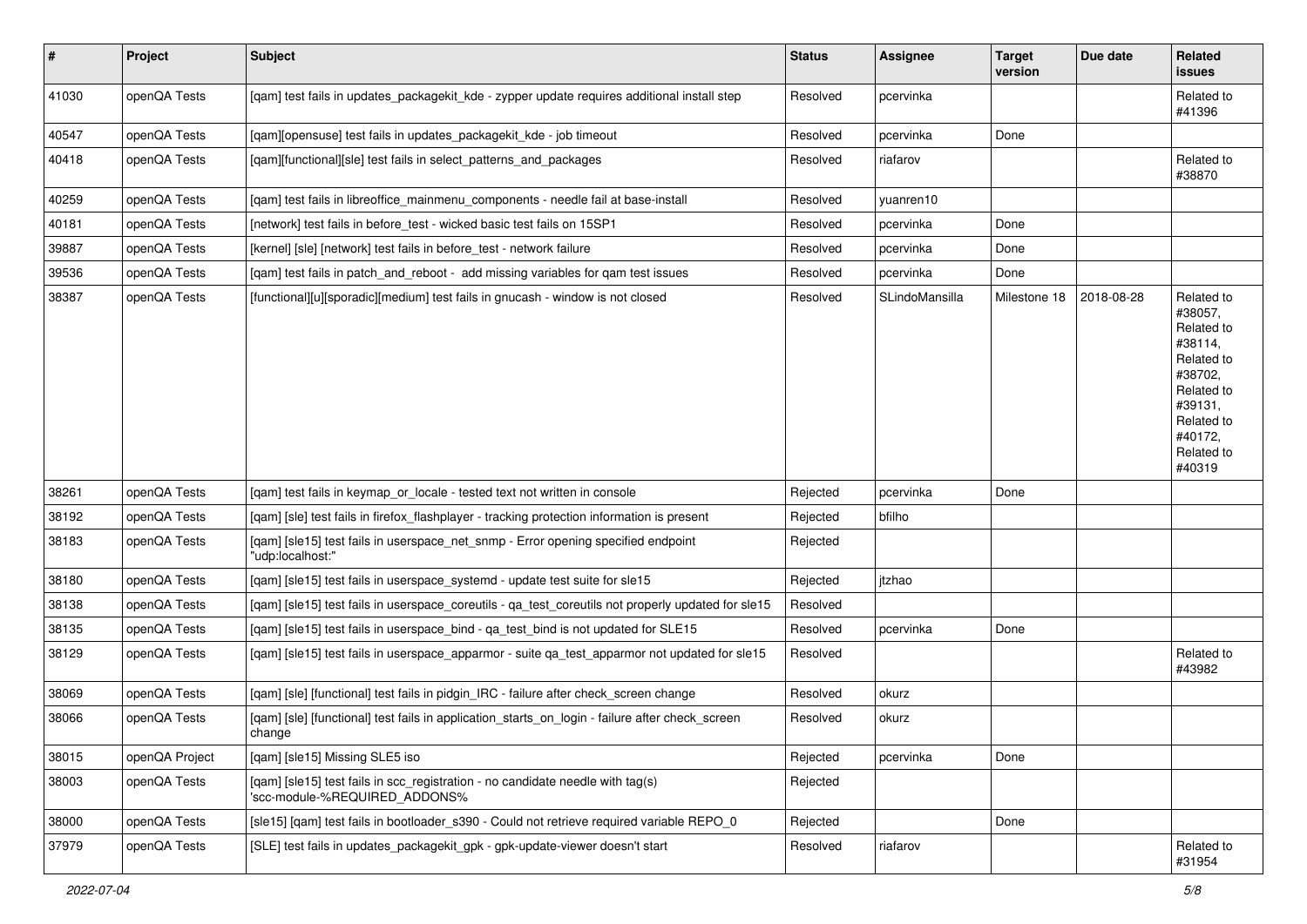| # | Project | Subject | Status | Assignee | Target version | Due date | Related issues |
|---|---|---|---|---|---|---|---|
| 41030 | openQA Tests | [qam] test fails in updates_packagekit_kde - zypper update requires additional install step | Resolved | pcervinka | | | Related to #41396 |
| 40547 | openQA Tests | [qam][opensuse] test fails in updates_packagekit_kde - job timeout | Resolved | pcervinka | Done | | |
| 40418 | openQA Tests | [qam][functional][sle] test fails in select_patterns_and_packages | Resolved | riafarov | | | Related to #38870 |
| 40259 | openQA Tests | [qam] test fails in libreoffice_mainmenu_components - needle fail at base-install | Resolved | yuanren10 | | | |
| 40181 | openQA Tests | [network] test fails in before_test - wicked basic test fails on 15SP1 | Resolved | pcervinka | Done | | |
| 39887 | openQA Tests | [kernel] [sle] [network] test fails in before_test - network failure | Resolved | pcervinka | Done | | |
| 39536 | openQA Tests | [qam] test fails in patch_and_reboot - add missing variables for qam test issues | Resolved | pcervinka | Done | | |
| 38387 | openQA Tests | [functional][u][sporadic][medium] test fails in gnucash - window is not closed | Resolved | SLindoMansilla | Milestone 18 | 2018-08-28 | Related to #38057, Related to #38114, Related to #38702, Related to #39131, Related to #40172, Related to #40319 |
| 38261 | openQA Tests | [qam] test fails in keymap_or_locale - tested text not written in console | Rejected | pcervinka | Done | | |
| 38192 | openQA Tests | [qam] [sle] test fails in firefox_flashplayer - tracking protection information is present | Rejected | bfilho | | | |
| 38183 | openQA Tests | [qam] [sle15] test fails in userspace_net_snmp - Error opening specified endpoint "udp:localhost:" | Rejected | | | | |
| 38180 | openQA Tests | [qam] [sle15] test fails in userspace_systemd - update test suite for sle15 | Rejected | jtzhao | | | |
| 38138 | openQA Tests | [qam] [sle15] test fails in userspace_coreutils - qa_test_coreutils not properly updated for sle15 | Resolved | | | | |
| 38135 | openQA Tests | [qam] [sle15] test fails in userspace_bind - qa_test_bind is not updated for SLE15 | Resolved | pcervinka | Done | | |
| 38129 | openQA Tests | [qam] [sle15] test fails in userspace_apparmor - suite qa_test_apparmor not updated for sle15 | Resolved | | | | Related to #43982 |
| 38069 | openQA Tests | [qam] [sle] [functional] test fails in pidgin_IRC - failure after check_screen change | Resolved | okurz | | | |
| 38066 | openQA Tests | [qam] [sle] [functional] test fails in application_starts_on_login - failure after check_screen change | Resolved | okurz | | | |
| 38015 | openQA Project | [qam] [sle15] Missing SLE5 iso | Rejected | pcervinka | Done | | |
| 38003 | openQA Tests | [qam] [sle15] test fails in scc_registration - no candidate needle with tag(s) 'scc-module-%REQUIRED_ADDONS% | Rejected | | | | |
| 38000 | openQA Tests | [sle15] [qam] test fails in bootloader_s390 - Could not retrieve required variable REPO_0 | Rejected | | Done | | |
| 37979 | openQA Tests | [SLE] test fails in updates_packagekit_gpk - gpk-update-viewer doesn't start | Resolved | riafarov | | | Related to #31954 |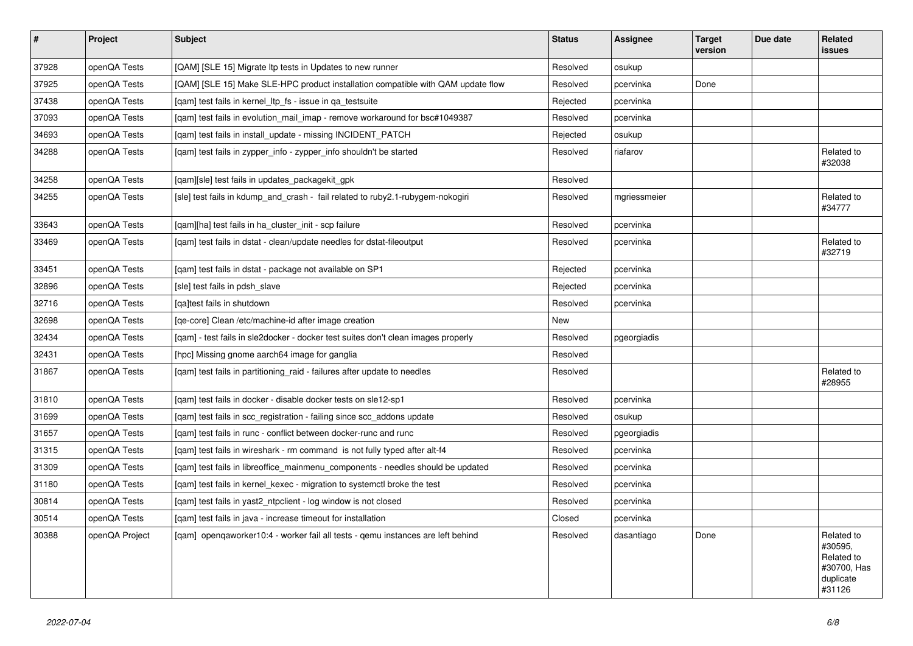| # | Project | Subject | Status | Assignee | Target version | Due date | Related issues |
|---|---|---|---|---|---|---|---|
| 37928 | openQA Tests | [QAM] [SLE 15] Migrate ltp tests in Updates to new runner | Resolved | osukup | | | |
| 37925 | openQA Tests | [QAM] [SLE 15] Make SLE-HPC product installation compatible with QAM update flow | Resolved | pcervinka | Done | | |
| 37438 | openQA Tests | [qam] test fails in kernel_ltp_fs - issue in qa_testsuite | Rejected | pcervinka | | | |
| 37093 | openQA Tests | [qam] test fails in evolution_mail_imap - remove workaround for bsc#1049387 | Resolved | pcervinka | | | |
| 34693 | openQA Tests | [qam] test fails in install_update - missing INCIDENT_PATCH | Rejected | osukup | | | |
| 34288 | openQA Tests | [qam] test fails in zypper_info - zypper_info shouldn't be started | Resolved | riafarov | | | Related to #32038 |
| 34258 | openQA Tests | [qam][sle] test fails in updates_packagekit_gpk | Resolved | | | | |
| 34255 | openQA Tests | [sle] test fails in kdump_and_crash - fail related to ruby2.1-rubygem-nokogiri | Resolved | mgriessmeier | | | Related to #34777 |
| 33643 | openQA Tests | [qam][ha] test fails in ha_cluster_init - scp failure | Resolved | pcervinka | | | |
| 33469 | openQA Tests | [qam] test fails in dstat - clean/update needles for dstat-fileoutput | Resolved | pcervinka | | | Related to #32719 |
| 33451 | openQA Tests | [qam] test fails in dstat - package not available on SP1 | Rejected | pcervinka | | | |
| 32896 | openQA Tests | [sle] test fails in pdsh_slave | Rejected | pcervinka | | | |
| 32716 | openQA Tests | [qa]test fails in shutdown | Resolved | pcervinka | | | |
| 32698 | openQA Tests | [qe-core] Clean /etc/machine-id after image creation | New | | | | |
| 32434 | openQA Tests | [qam] - test fails in sle2docker - docker test suites don't clean images properly | Resolved | pgeorgiadis | | | |
| 32431 | openQA Tests | [hpc] Missing gnome aarch64 image for ganglia | Resolved | | | | |
| 31867 | openQA Tests | [qam] test fails in partitioning_raid - failures after update to needles | Resolved | | | | Related to #28955 |
| 31810 | openQA Tests | [qam] test fails in docker - disable docker tests on sle12-sp1 | Resolved | pcervinka | | | |
| 31699 | openQA Tests | [qam] test fails in scc_registration - failing since scc_addons update | Resolved | osukup | | | |
| 31657 | openQA Tests | [qam] test fails in runc - conflict between docker-runc and runc | Resolved | pgeorgiadis | | | |
| 31315 | openQA Tests | [qam] test fails in wireshark - rm command is not fully typed after alt-f4 | Resolved | pcervinka | | | |
| 31309 | openQA Tests | [qam] test fails in libreoffice_mainmenu_components - needles should be updated | Resolved | pcervinka | | | |
| 31180 | openQA Tests | [qam] test fails in kernel_kexec - migration to systemctl broke the test | Resolved | pcervinka | | | |
| 30814 | openQA Tests | [qam] test fails in yast2_ntpclient - log window is not closed | Resolved | pcervinka | | | |
| 30514 | openQA Tests | [qam] test fails in java - increase timeout for installation | Closed | pcervinka | | | |
| 30388 | openQA Project | [qam] openqaworker10:4 - worker fail all tests - qemu instances are left behind | Resolved | dasantiago | Done | | Related to #30595, Related to #30700, Has duplicate #31126 |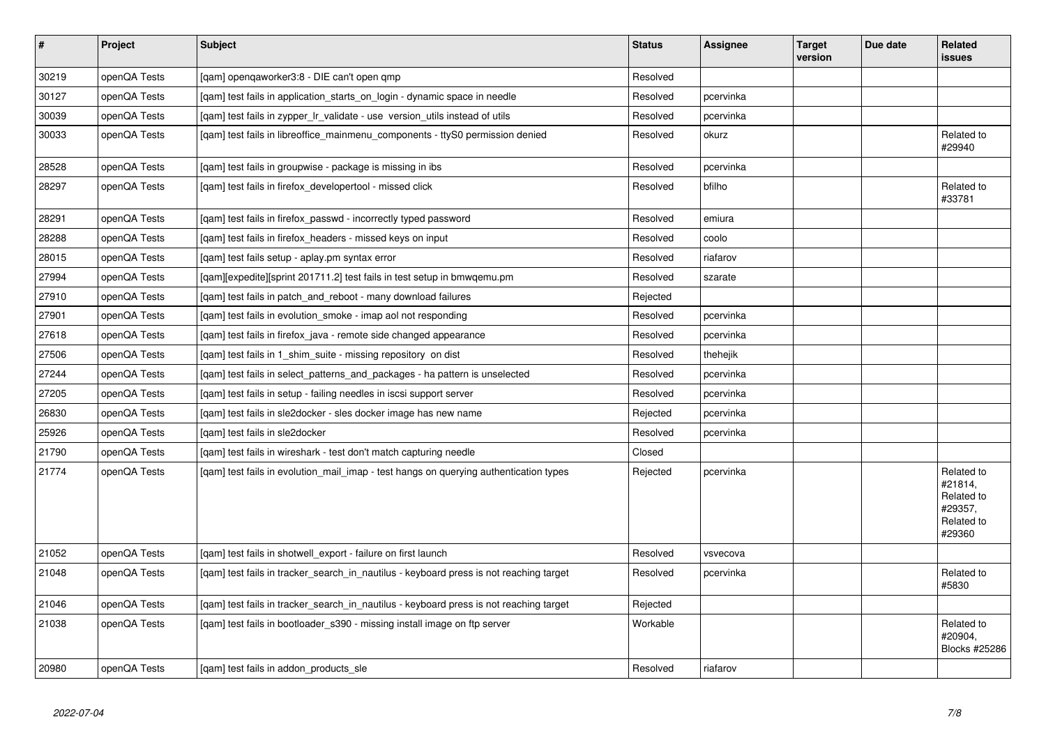| # | Project | Subject | Status | Assignee | Target version | Due date | Related issues |
|---|---|---|---|---|---|---|---|
| 30219 | openQA Tests | [qam] openqaworker3:8 - DIE can't open qmp | Resolved | | | | |
| 30127 | openQA Tests | [qam] test fails in application_starts_on_login - dynamic space in needle | Resolved | pcervinka | | | |
| 30039 | openQA Tests | [qam] test fails in zypper_lr_validate - use version_utils instead of utils | Resolved | pcervinka | | | |
| 30033 | openQA Tests | [qam] test fails in libreoffice_mainmenu_components - ttyS0 permission denied | Resolved | okurz | | | Related to #29940 |
| 28528 | openQA Tests | [qam] test fails in groupwise - package is missing in ibs | Resolved | pcervinka | | | |
| 28297 | openQA Tests | [qam] test fails in firefox_developertool - missed click | Resolved | bfilho | | | Related to #33781 |
| 28291 | openQA Tests | [qam] test fails in firefox_passwd - incorrectly typed password | Resolved | emiura | | | |
| 28288 | openQA Tests | [qam] test fails in firefox_headers - missed keys on input | Resolved | coolo | | | |
| 28015 | openQA Tests | [qam] test fails setup - aplay.pm syntax error | Resolved | riafarov | | | |
| 27994 | openQA Tests | [qam][expedite][sprint 201711.2] test fails in test setup in bmwqemu.pm | Resolved | szarate | | | |
| 27910 | openQA Tests | [qam] test fails in patch_and_reboot - many download failures | Rejected | | | | |
| 27901 | openQA Tests | [qam] test fails in evolution_smoke - imap aol not responding | Resolved | pcervinka | | | |
| 27618 | openQA Tests | [qam] test fails in firefox_java - remote side changed appearance | Resolved | pcervinka | | | |
| 27506 | openQA Tests | [qam] test fails in 1_shim_suite - missing repository on dist | Resolved | thehejik | | | |
| 27244 | openQA Tests | [qam] test fails in select_patterns_and_packages - ha pattern is unselected | Resolved | pcervinka | | | |
| 27205 | openQA Tests | [qam] test fails in setup - failing needles in iscsi support server | Resolved | pcervinka | | | |
| 26830 | openQA Tests | [qam] test fails in sle2docker - sles docker image has new name | Rejected | pcervinka | | | |
| 25926 | openQA Tests | [qam] test fails in sle2docker | Resolved | pcervinka | | | |
| 21790 | openQA Tests | [qam] test fails in wireshark - test don't match capturing needle | Closed | | | | |
| 21774 | openQA Tests | [qam] test fails in evolution_mail_imap - test hangs on querying authentication types | Rejected | pcervinka | | | Related to #21814, Related to #29357, Related to #29360 |
| 21052 | openQA Tests | [qam] test fails in shotwell_export - failure on first launch | Resolved | vsvecova | | | |
| 21048 | openQA Tests | [qam] test fails in tracker_search_in_nautilus - keyboard press is not reaching target | Resolved | pcervinka | | | Related to #5830 |
| 21046 | openQA Tests | [qam] test fails in tracker_search_in_nautilus - keyboard press is not reaching target | Rejected | | | | |
| 21038 | openQA Tests | [qam] test fails in bootloader_s390 - missing install image on ftp server | Workable | | | | Related to #20904, Blocks #25286 |
| 20980 | openQA Tests | [qam] test fails in addon_products_sle | Resolved | riafarov | | | |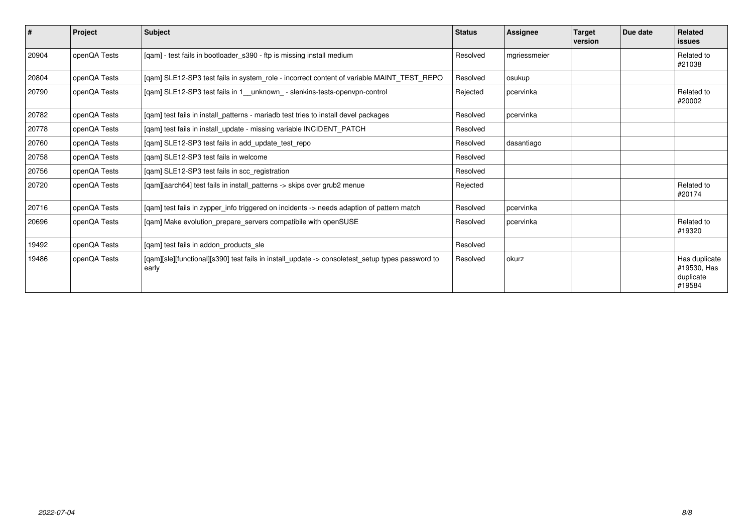| # | Project | Subject | Status | Assignee | Target version | Due date | Related issues |
|---|---|---|---|---|---|---|---|
| 20904 | openQA Tests | [qam] - test fails in bootloader_s390 - ftp is missing install medium | Resolved | mgriessmeier | | | Related to #21038 |
| 20804 | openQA Tests | [qam] SLE12-SP3 test fails in system_role - incorrect content of variable MAINT_TEST_REPO | Resolved | osukup | | | |
| 20790 | openQA Tests | [qam] SLE12-SP3 test fails in 1__unknown_ - slenkins-tests-openvpn-control | Rejected | pcervinka | | | Related to #20002 |
| 20782 | openQA Tests | [qam] test fails in install_patterns - mariadb test tries to install devel packages | Resolved | pcervinka | | | |
| 20778 | openQA Tests | [qam] test fails in install_update - missing variable INCIDENT_PATCH | Resolved | | | | |
| 20760 | openQA Tests | [qam] SLE12-SP3 test fails in add_update_test_repo | Resolved | dasantiago | | | |
| 20758 | openQA Tests | [qam] SLE12-SP3 test fails in welcome | Resolved | | | | |
| 20756 | openQA Tests | [qam] SLE12-SP3 test fails in scc_registration | Resolved | | | | |
| 20720 | openQA Tests | [qam][aarch64] test fails in install_patterns -> skips over grub2 menue | Rejected | | | | Related to #20174 |
| 20716 | openQA Tests | [qam] test fails in zypper_info triggered on incidents -> needs adaption of pattern match | Resolved | pcervinka | | | |
| 20696 | openQA Tests | [qam] Make evolution_prepare_servers compatibile with openSUSE | Resolved | pcervinka | | | Related to #19320 |
| 19492 | openQA Tests | [qam] test fails in addon_products_sle | Resolved | | | | |
| 19486 | openQA Tests | [qam][sle][functional][s390] test fails in install_update -> consoletest_setup types password to early | Resolved | okurz | | | Has duplicate #19530, Has duplicate #19584 |